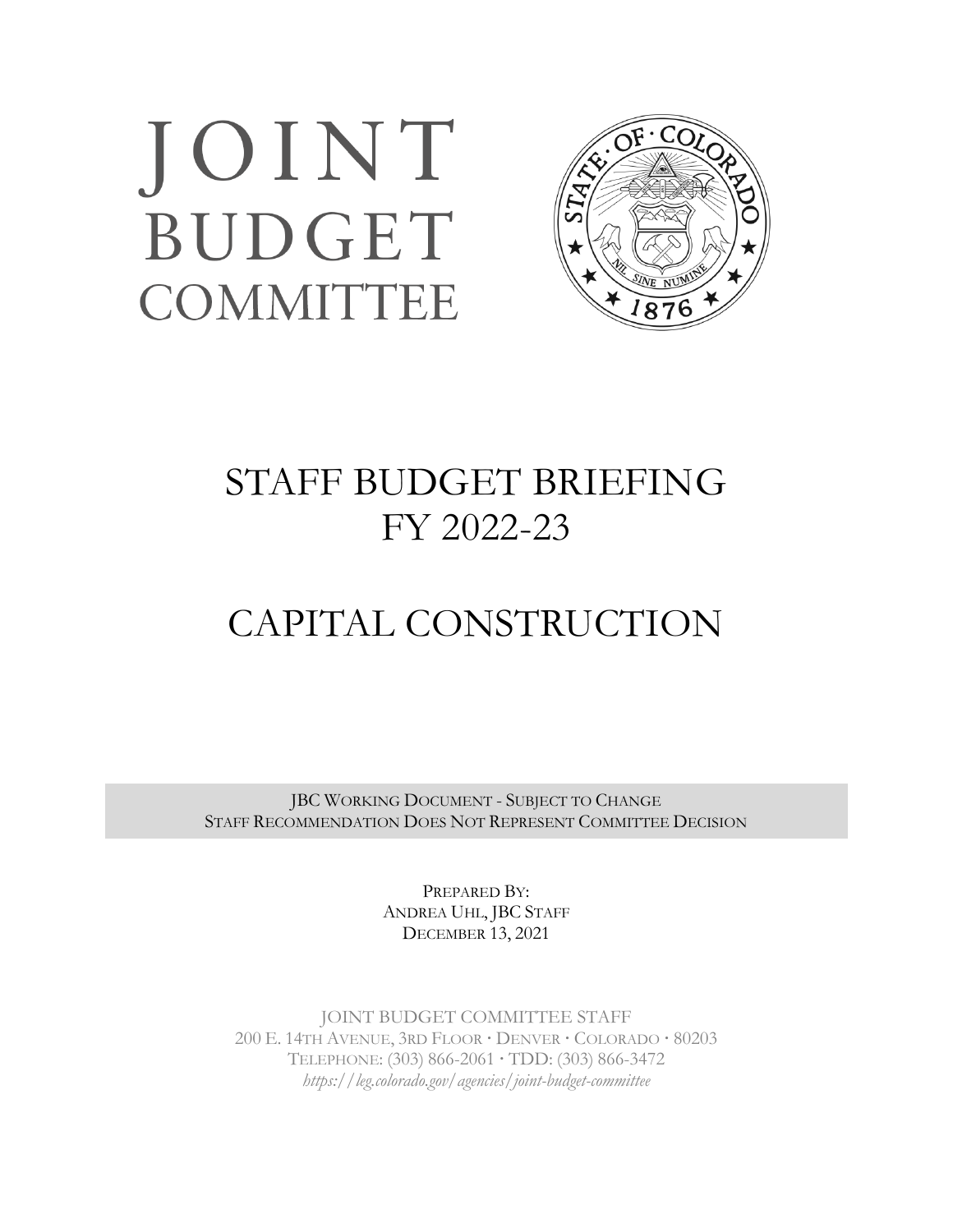# JOINT BUDGET COMMITTEE

# STAFF BUDGET BRIEFING
# FY 2022-23

# CAPITAL CONSTRUCTION

JBC WORKING DOCUMENT - SUBJECT TO CHANGE
STAFF RECOMMENDATION DOES NOT REPRESENT COMMITTEE DECISION

PREPARED BY:
ANDREA UHL, JBC STAFF
DECEMBER 13, 2021

JOINT BUDGET COMMITTEE STAFF
200 E. 14TH AVENUE, 3RD FLOOR · DENVER · COLORADO · 80203
TELEPHONE: (303) 866-2061 · TDD: (303) 866-3472
*https://leg.colorado.gov/agencies/joint-budget-committee*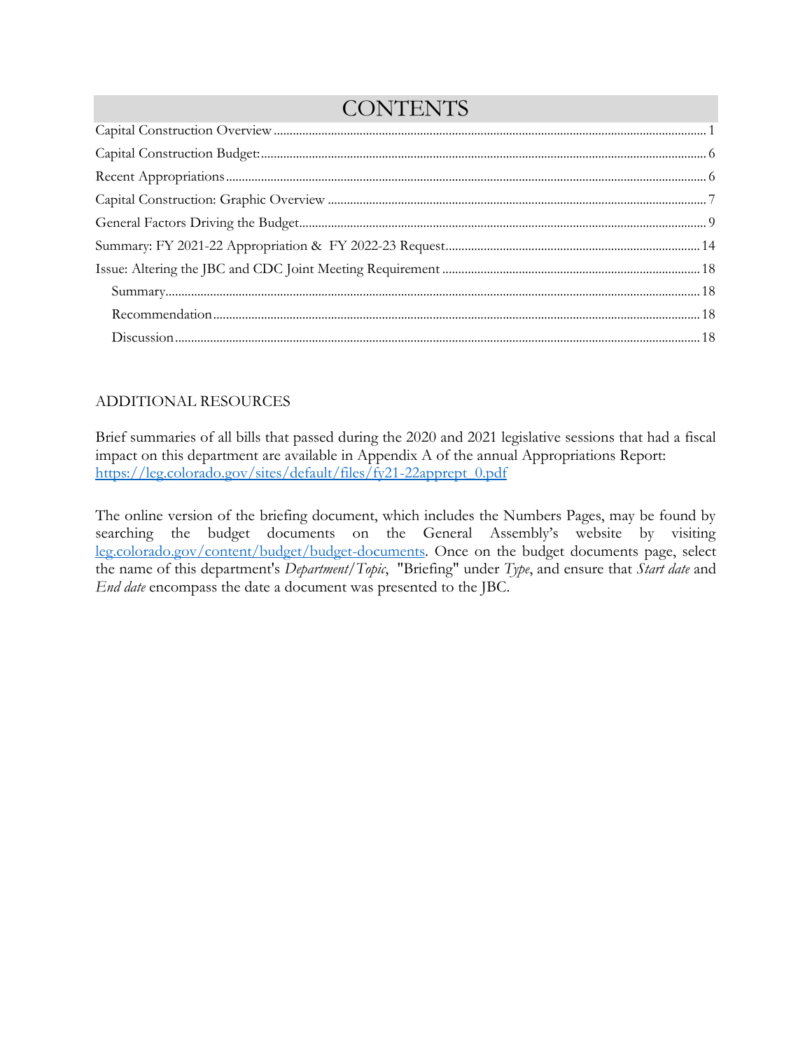# CONTENTS

Capital Construction Overview ........................................................................................................ 1

Capital Construction Budget: ........................................................................................................ 6

Recent Appropriations ........................................................................................................ 6

Capital Construction: Graphic Overview ........................................................................................................ 7

General Factors Driving the Budget ........................................................................................................ 9

Summary: FY 2021-22 Appropriation & FY 2022-23 Request ........................................................................................................ 14

Issue: Altering the JBC and CDC Joint Meeting Requirement ........................................................................................................ 18

- Summary ........................................................................................................ 18
- Recommendation ........................................................................................................ 18
- Discussion ........................................................................................................ 18

ADDITIONAL RESOURCES

Brief summaries of all bills that passed during the 2020 and 2021 legislative sessions that had a fiscal impact on this department are available in Appendix A of the annual Appropriations Report: https://leg.colorado.gov/sites/default/files/fy21-22apprept_0.pdf

The online version of the briefing document, which includes the Numbers Pages, may be found by searching the budget documents on the General Assembly's website by visiting leg.colorado.gov/content/budget/budget-documents. Once on the budget documents page, select the name of this department's *Department/Topic*, "Briefing" under *Type*, and ensure that *Start date* and *End date* encompass the date a document was presented to the JBC.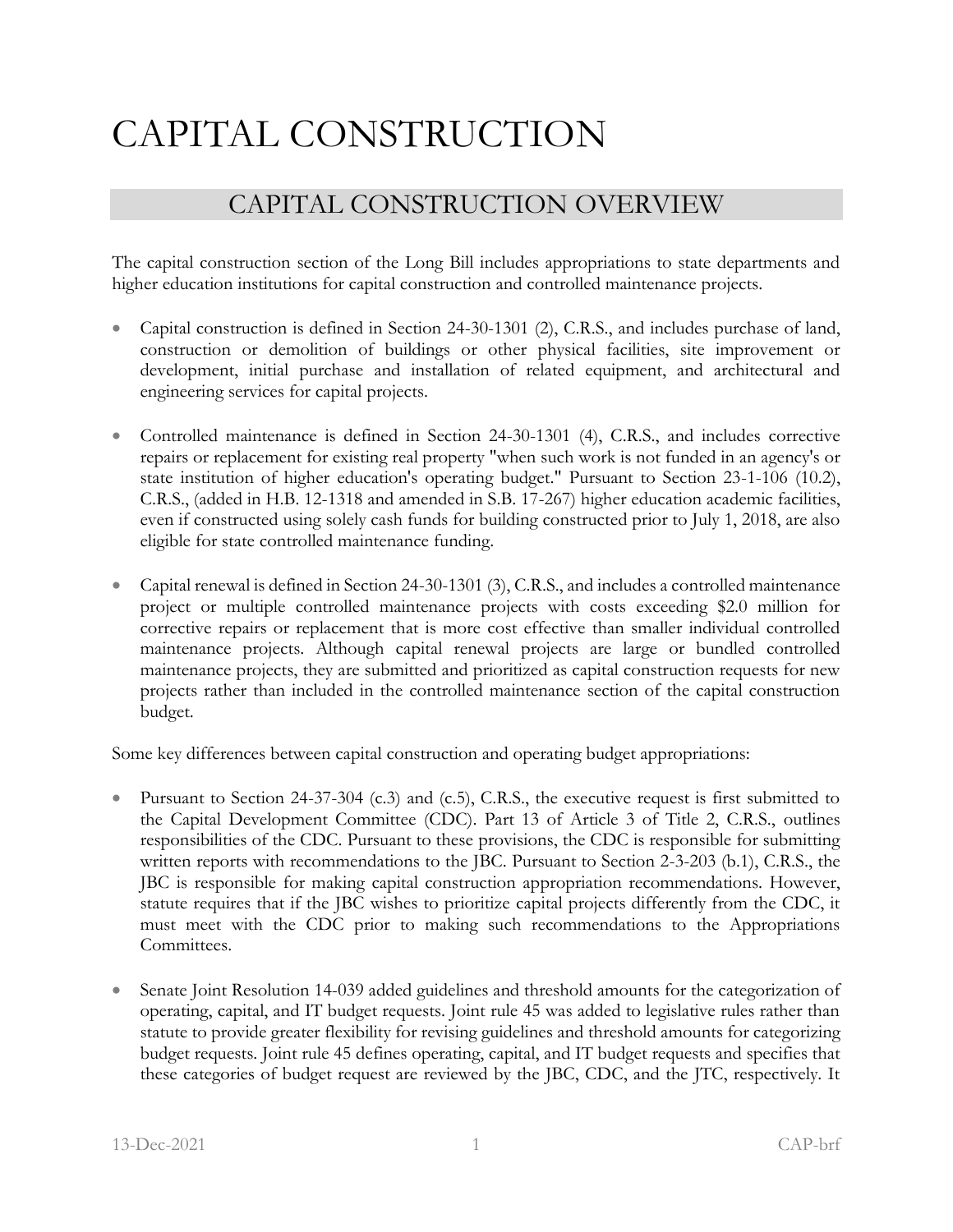# CAPITAL CONSTRUCTION

## CAPITAL CONSTRUCTION OVERVIEW

The capital construction section of the Long Bill includes appropriations to state departments and higher education institutions for capital construction and controlled maintenance projects.

- Capital construction is defined in Section 24-30-1301 (2), C.R.S., and includes purchase of land, construction or demolition of buildings or other physical facilities, site improvement or development, initial purchase and installation of related equipment, and architectural and engineering services for capital projects.
- Controlled maintenance is defined in Section 24-30-1301 (4), C.R.S., and includes corrective repairs or replacement for existing real property "when such work is not funded in an agency's or state institution of higher education's operating budget." Pursuant to Section 23-1-106 (10.2), C.R.S., (added in H.B. 12-1318 and amended in S.B. 17-267) higher education academic facilities, even if constructed using solely cash funds for building constructed prior to July 1, 2018, are also eligible for state controlled maintenance funding.
- Capital renewal is defined in Section 24-30-1301 (3), C.R.S., and includes a controlled maintenance project or multiple controlled maintenance projects with costs exceeding $2.0 million for corrective repairs or replacement that is more cost effective than smaller individual controlled maintenance projects. Although capital renewal projects are large or bundled controlled maintenance projects, they are submitted and prioritized as capital construction requests for new projects rather than included in the controlled maintenance section of the capital construction budget.

Some key differences between capital construction and operating budget appropriations:

- Pursuant to Section 24-37-304 (c.3) and (c.5), C.R.S., the executive request is first submitted to the Capital Development Committee (CDC). Part 13 of Article 3 of Title 2, C.R.S., outlines responsibilities of the CDC. Pursuant to these provisions, the CDC is responsible for submitting written reports with recommendations to the JBC. Pursuant to Section 2-3-203 (b.1), C.R.S., the JBC is responsible for making capital construction appropriation recommendations. However, statute requires that if the JBC wishes to prioritize capital projects differently from the CDC, it must meet with the CDC prior to making such recommendations to the Appropriations Committees.
- Senate Joint Resolution 14-039 added guidelines and threshold amounts for the categorization of operating, capital, and IT budget requests. Joint rule 45 was added to legislative rules rather than statute to provide greater flexibility for revising guidelines and threshold amounts for categorizing budget requests. Joint rule 45 defines operating, capital, and IT budget requests and specifies that these categories of budget request are reviewed by the JBC, CDC, and the JTC, respectively. It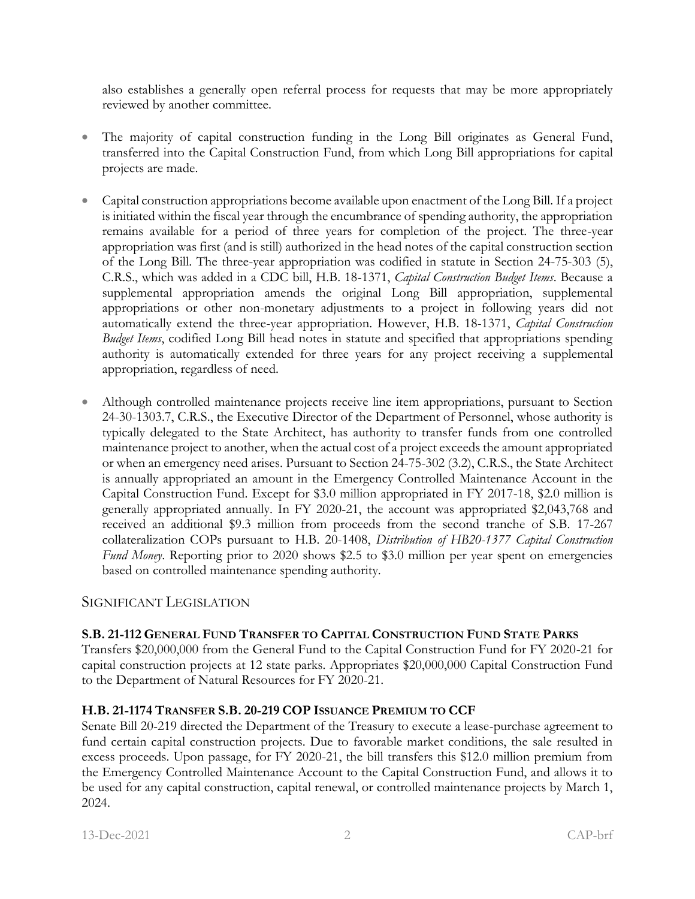also establishes a generally open referral process for requests that may be more appropriately reviewed by another committee.

- The majority of capital construction funding in the Long Bill originates as General Fund, transferred into the Capital Construction Fund, from which Long Bill appropriations for capital projects are made.

- Capital construction appropriations become available upon enactment of the Long Bill. If a project is initiated within the fiscal year through the encumbrance of spending authority, the appropriation remains available for a period of three years for completion of the project. The three-year appropriation was first (and is still) authorized in the head notes of the capital construction section of the Long Bill. The three-year appropriation was codified in statute in Section 24-75-303 (5), C.R.S., which was added in a CDC bill, H.B. 18-1371, *Capital Construction Budget Items*. Because a supplemental appropriation amends the original Long Bill appropriation, supplemental appropriations or other non-monetary adjustments to a project in following years did not automatically extend the three-year appropriation. However, H.B. 18-1371, *Capital Construction Budget Items*, codified Long Bill head notes in statute and specified that appropriations spending authority is automatically extended for three years for any project receiving a supplemental appropriation, regardless of need.

- Although controlled maintenance projects receive line item appropriations, pursuant to Section 24-30-1303.7, C.R.S., the Executive Director of the Department of Personnel, whose authority is typically delegated to the State Architect, has authority to transfer funds from one controlled maintenance project to another, when the actual cost of a project exceeds the amount appropriated or when an emergency need arises. Pursuant to Section 24-75-302 (3.2), C.R.S., the State Architect is annually appropriated an amount in the Emergency Controlled Maintenance Account in the Capital Construction Fund. Except for $3.0 million appropriated in FY 2017-18, $2.0 million is generally appropriated annually. In FY 2020-21, the account was appropriated $2,043,768 and received an additional $9.3 million from proceeds from the second tranche of S.B. 17-267 collateralization COPs pursuant to H.B. 20-1408, *Distribution of HB20-1377 Capital Construction Fund Money*. Reporting prior to 2020 shows $2.5 to $3.0 million per year spent on emergencies based on controlled maintenance spending authority.

## SIGNIFICANT LEGISLATION

### S.B. 21-112 GENERAL FUND TRANSFER TO CAPITAL CONSTRUCTION FUND STATE PARKS

Transfers $20,000,000 from the General Fund to the Capital Construction Fund for FY 2020-21 for capital construction projects at 12 state parks. Appropriates $20,000,000 Capital Construction Fund to the Department of Natural Resources for FY 2020-21.

### H.B. 21-1174 TRANSFER S.B. 20-219 COP ISSUANCE PREMIUM TO CCF

Senate Bill 20-219 directed the Department of the Treasury to execute a lease-purchase agreement to fund certain capital construction projects. Due to favorable market conditions, the sale resulted in excess proceeds. Upon passage, for FY 2020-21, the bill transfers this $12.0 million premium from the Emergency Controlled Maintenance Account to the Capital Construction Fund, and allows it to be used for any capital construction, capital renewal, or controlled maintenance projects by March 1, 2024.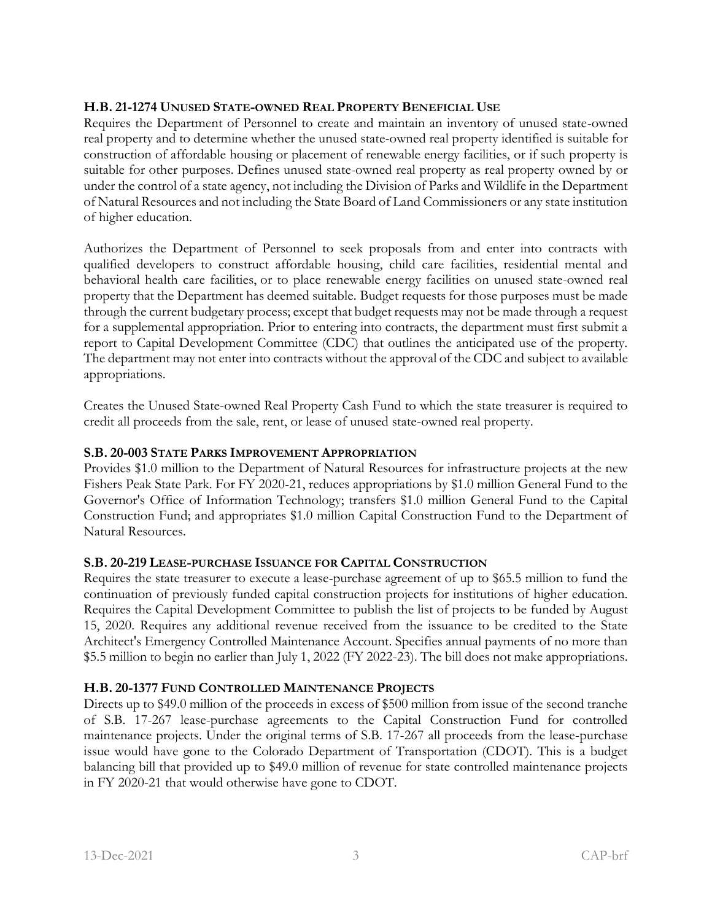### H.B. 21-1274 Unused State-owned Real Property Beneficial Use

Requires the Department of Personnel to create and maintain an inventory of unused state-owned real property and to determine whether the unused state-owned real property identified is suitable for construction of affordable housing or placement of renewable energy facilities, or if such property is suitable for other purposes. Defines unused state-owned real property as real property owned by or under the control of a state agency, not including the Division of Parks and Wildlife in the Department of Natural Resources and not including the State Board of Land Commissioners or any state institution of higher education.

Authorizes the Department of Personnel to seek proposals from and enter into contracts with qualified developers to construct affordable housing, child care facilities, residential mental and behavioral health care facilities, or to place renewable energy facilities on unused state-owned real property that the Department has deemed suitable. Budget requests for those purposes must be made through the current budgetary process; except that budget requests may not be made through a request for a supplemental appropriation. Prior to entering into contracts, the department must first submit a report to Capital Development Committee (CDC) that outlines the anticipated use of the property. The department may not enter into contracts without the approval of the CDC and subject to available appropriations.

Creates the Unused State-owned Real Property Cash Fund to which the state treasurer is required to credit all proceeds from the sale, rent, or lease of unused state-owned real property.

### S.B. 20-003 State Parks Improvement Appropriation

Provides $1.0 million to the Department of Natural Resources for infrastructure projects at the new Fishers Peak State Park. For FY 2020-21, reduces appropriations by $1.0 million General Fund to the Governor's Office of Information Technology; transfers $1.0 million General Fund to the Capital Construction Fund; and appropriates $1.0 million Capital Construction Fund to the Department of Natural Resources.

### S.B. 20-219 Lease-purchase Issuance for Capital Construction

Requires the state treasurer to execute a lease-purchase agreement of up to $65.5 million to fund the continuation of previously funded capital construction projects for institutions of higher education. Requires the Capital Development Committee to publish the list of projects to be funded by August 15, 2020. Requires any additional revenue received from the issuance to be credited to the State Architect's Emergency Controlled Maintenance Account. Specifies annual payments of no more than $5.5 million to begin no earlier than July 1, 2022 (FY 2022-23). The bill does not make appropriations.

### H.B. 20-1377 Fund Controlled Maintenance Projects

Directs up to $49.0 million of the proceeds in excess of $500 million from issue of the second tranche of S.B. 17-267 lease-purchase agreements to the Capital Construction Fund for controlled maintenance projects. Under the original terms of S.B. 17-267 all proceeds from the lease-purchase issue would have gone to the Colorado Department of Transportation (CDOT). This is a budget balancing bill that provided up to $49.0 million of revenue for state controlled maintenance projects in FY 2020-21 that would otherwise have gone to CDOT.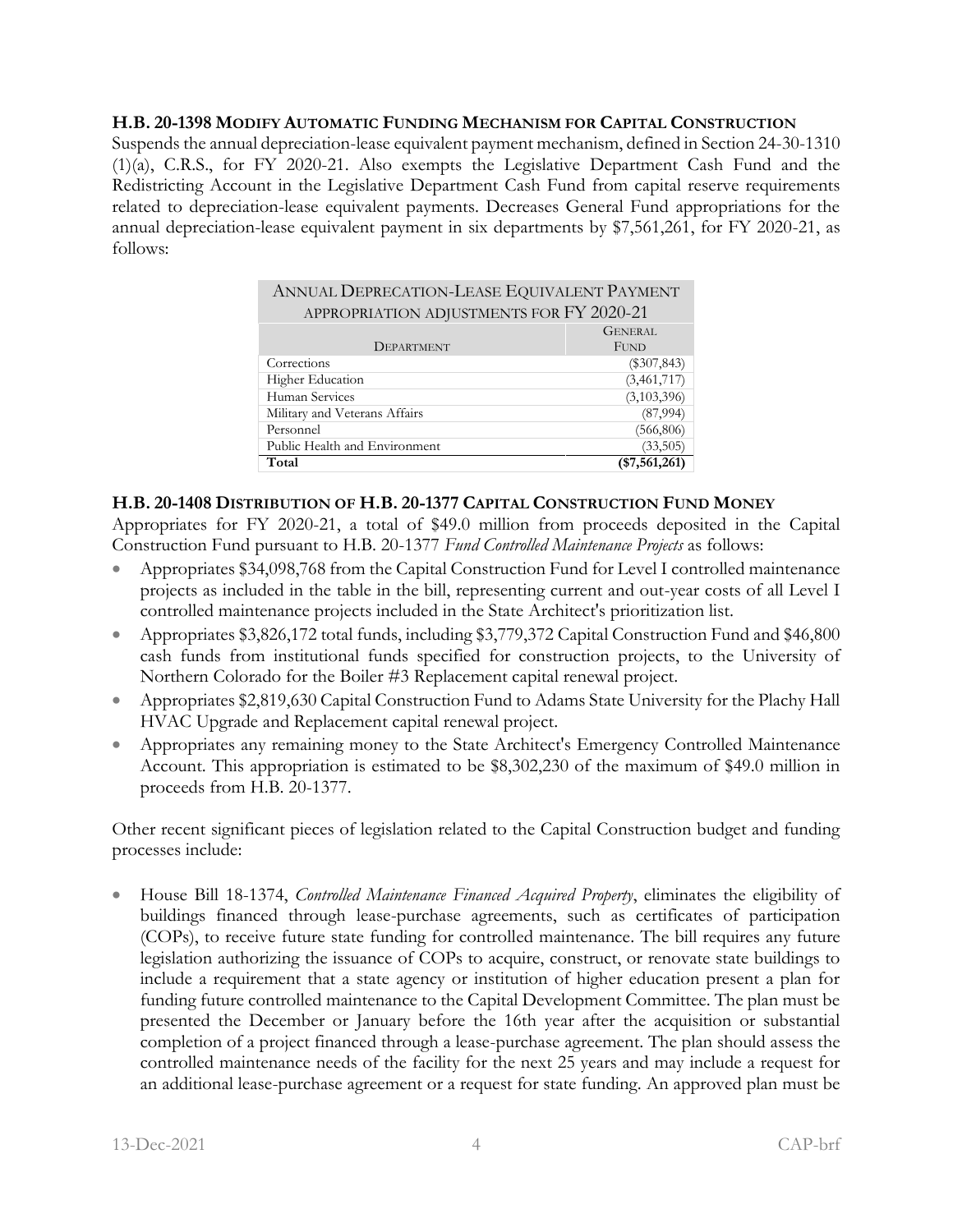**H.B. 20-1398 MODIFY AUTOMATIC FUNDING MECHANISM FOR CAPITAL CONSTRUCTION**

Suspends the annual depreciation-lease equivalent payment mechanism, defined in Section 24-30-1310 (1)(a), C.R.S., for FY 2020-21. Also exempts the Legislative Department Cash Fund and the Redistricting Account in the Legislative Department Cash Fund from capital reserve requirements related to depreciation-lease equivalent payments. Decreases General Fund appropriations for the annual depreciation-lease equivalent payment in six departments by $7,561,261, for FY 2020-21, as follows:

| ANNUAL DEPRECATION-LEASE EQUIVALENT PAYMENT APPROPRIATION ADJUSTMENTS FOR FY 2020-21 | |
|---|---|
| DEPARTMENT | GENERAL FUND |
| Corrections | ($307,843) |
| Higher Education | (3,461,717) |
| Human Services | (3,103,396) |
| Military and Veterans Affairs | (87,994) |
| Personnel | (566,806) |
| Public Health and Environment | (33,505) |
| **Total** | **($7,561,261)** |

**H.B. 20-1408 DISTRIBUTION OF H.B. 20-1377 CAPITAL CONSTRUCTION FUND MONEY**

Appropriates for FY 2020-21, a total of $49.0 million from proceeds deposited in the Capital Construction Fund pursuant to H.B. 20-1377 *Fund Controlled Maintenance Projects* as follows:

- Appropriates $34,098,768 from the Capital Construction Fund for Level I controlled maintenance projects as included in the table in the bill, representing current and out-year costs of all Level I controlled maintenance projects included in the State Architect's prioritization list.
- Appropriates $3,826,172 total funds, including $3,779,372 Capital Construction Fund and $46,800 cash funds from institutional funds specified for construction projects, to the University of Northern Colorado for the Boiler #3 Replacement capital renewal project.
- Appropriates $2,819,630 Capital Construction Fund to Adams State University for the Plachy Hall HVAC Upgrade and Replacement capital renewal project.
- Appropriates any remaining money to the State Architect's Emergency Controlled Maintenance Account. This appropriation is estimated to be $8,302,230 of the maximum of $49.0 million in proceeds from H.B. 20-1377.

Other recent significant pieces of legislation related to the Capital Construction budget and funding processes include:

- House Bill 18-1374, *Controlled Maintenance Financed Acquired Property*, eliminates the eligibility of buildings financed through lease-purchase agreements, such as certificates of participation (COPs), to receive future state funding for controlled maintenance. The bill requires any future legislation authorizing the issuance of COPs to acquire, construct, or renovate state buildings to include a requirement that a state agency or institution of higher education present a plan for funding future controlled maintenance to the Capital Development Committee. The plan must be presented the December or January before the 16th year after the acquisition or substantial completion of a project financed through a lease-purchase agreement. The plan should assess the controlled maintenance needs of the facility for the next 25 years and may include a request for an additional lease-purchase agreement or a request for state funding. An approved plan must be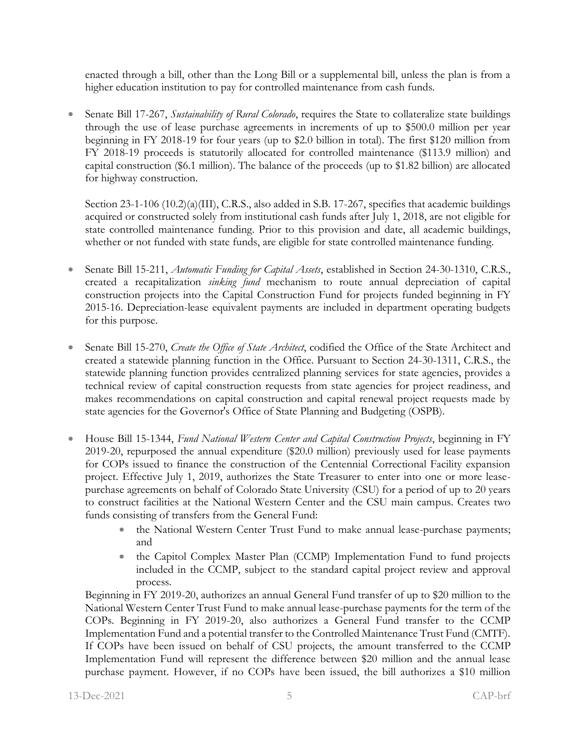enacted through a bill, other than the Long Bill or a supplemental bill, unless the plan is from a higher education institution to pay for controlled maintenance from cash funds.

- Senate Bill 17-267, *Sustainability of Rural Colorado*, requires the State to collateralize state buildings through the use of lease purchase agreements in increments of up to $500.0 million per year beginning in FY 2018-19 for four years (up to $2.0 billion in total). The first $120 million from FY 2018-19 proceeds is statutorily allocated for controlled maintenance ($113.9 million) and capital construction ($6.1 million). The balance of the proceeds (up to $1.82 billion) are allocated for highway construction.

  Section 23-1-106 (10.2)(a)(III), C.R.S., also added in S.B. 17-267, specifies that academic buildings acquired or constructed solely from institutional cash funds after July 1, 2018, are not eligible for state controlled maintenance funding. Prior to this provision and date, all academic buildings, whether or not funded with state funds, are eligible for state controlled maintenance funding.

- Senate Bill 15-211, *Automatic Funding for Capital Assets*, established in Section 24-30-1310, C.R.S., created a recapitalization *sinking fund* mechanism to route annual depreciation of capital construction projects into the Capital Construction Fund for projects funded beginning in FY 2015-16. Depreciation-lease equivalent payments are included in department operating budgets for this purpose.

- Senate Bill 15-270, *Create the Office of State Architect*, codified the Office of the State Architect and created a statewide planning function in the Office. Pursuant to Section 24-30-1311, C.R.S., the statewide planning function provides centralized planning services for state agencies, provides a technical review of capital construction requests from state agencies for project readiness, and makes recommendations on capital construction and capital renewal project requests made by state agencies for the Governor's Office of State Planning and Budgeting (OSPB).

- House Bill 15-1344, *Fund National Western Center and Capital Construction Projects*, beginning in FY 2019-20, repurposed the annual expenditure ($20.0 million) previously used for lease payments for COPs issued to finance the construction of the Centennial Correctional Facility expansion project. Effective July 1, 2019, authorizes the State Treasurer to enter into one or more lease-purchase agreements on behalf of Colorado State University (CSU) for a period of up to 20 years to construct facilities at the National Western Center and the CSU main campus. Creates two funds consisting of transfers from the General Fund:
  - the National Western Center Trust Fund to make annual lease-purchase payments; and
  - the Capitol Complex Master Plan (CCMP) Implementation Fund to fund projects included in the CCMP, subject to the standard capital project review and approval process.

  Beginning in FY 2019-20, authorizes an annual General Fund transfer of up to $20 million to the National Western Center Trust Fund to make annual lease-purchase payments for the term of the COPs. Beginning in FY 2019-20, also authorizes a General Fund transfer to the CCMP Implementation Fund and a potential transfer to the Controlled Maintenance Trust Fund (CMTF). If COPs have been issued on behalf of CSU projects, the amount transferred to the CCMP Implementation Fund will represent the difference between $20 million and the annual lease purchase payment. However, if no COPs have been issued, the bill authorizes a $10 million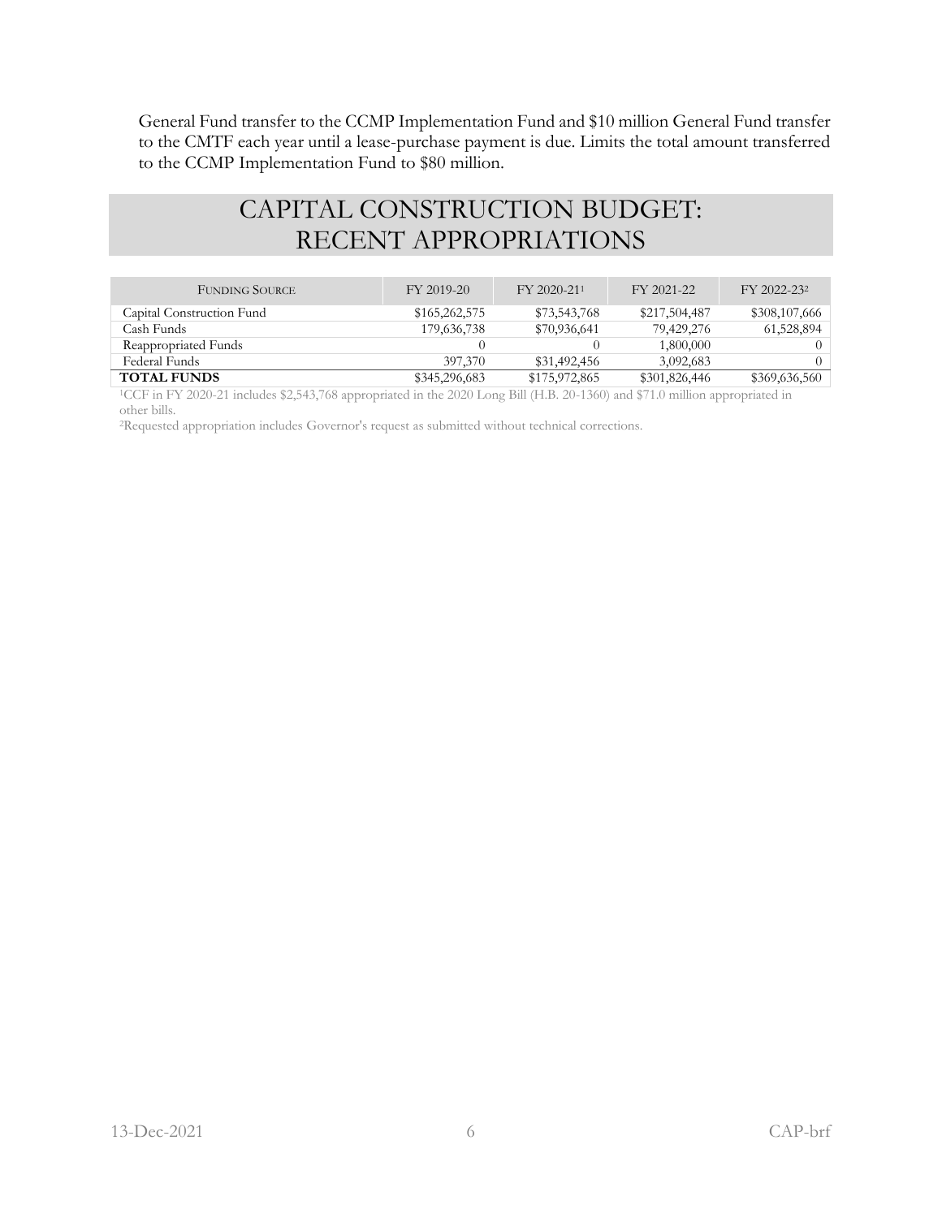General Fund transfer to the CCMP Implementation Fund and $10 million General Fund transfer to the CMTF each year until a lease-purchase payment is due. Limits the total amount transferred to the CCMP Implementation Fund to $80 million.

# CAPITAL CONSTRUCTION BUDGET: RECENT APPROPRIATIONS

| Funding Source | FY 2019-20 | FY 2020-21[1] | FY 2021-22 | FY 2022-23[2] |
|---|---|---|---|---|
| Capital Construction Fund | $165,262,575 | $73,543,768 | $217,504,487 | $308,107,666 |
| Cash Funds | 179,636,738 | $70,936,641 | 79,429,276 | 61,528,894 |
| Reappropriated Funds | 0 | 0 | 1,800,000 | 0 |
| Federal Funds | 397,370 | $31,492,456 | 3,092,683 | 0 |
| **TOTAL FUNDS** | $345,296,683 | $175,972,865 | $301,826,446 | $369,636,560 |

[1]CCF in FY 2020-21 includes $2,543,768 appropriated in the 2020 Long Bill (H.B. 20-1360) and $71.0 million appropriated in other bills.

[2]Requested appropriation includes Governor's request as submitted without technical corrections.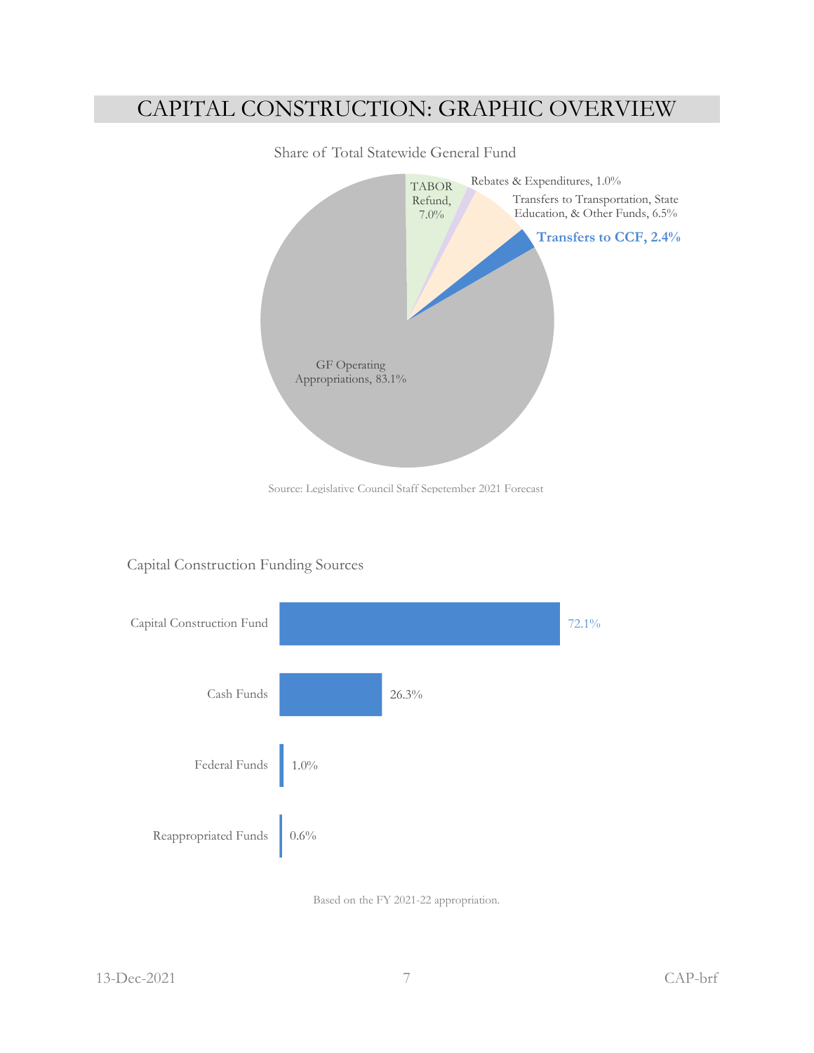# CAPITAL CONSTRUCTION: GRAPHIC OVERVIEW

Share of Total Statewide General Fund

TABOR Refund, 7.0%

Rebates & Expenditures, 1.0%

Transfers to Transportation, State Education, & Other Funds, 6.5%

**Transfers to CCF, 2.4%**

GF Operating Appropriations, 83.1%

Source: Legislative Council Staff Sepetember 2021 Forecast

Capital Construction Funding Sources

Capital Construction Fund 72.1%

Cash Funds 26.3%

Federal Funds 1.0%

Reappropriated Funds 0.6%

Based on the FY 2021-22 appropriation.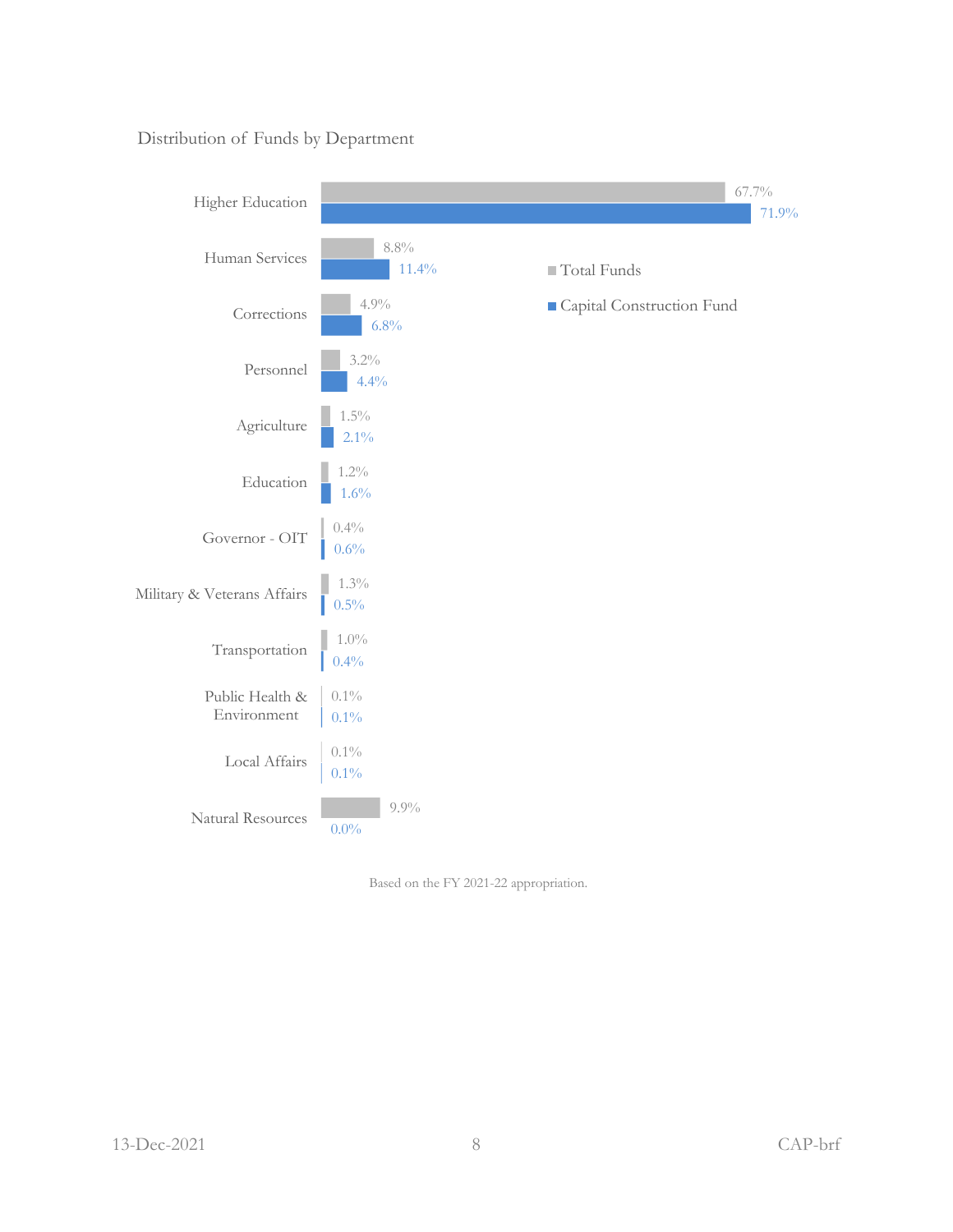Distribution of Funds by Department

Total Funds

Capital Construction Fund

Higher Education
67.7%
71.9%

Human Services
8.8%
11.4%

Corrections
4.9%
6.8%

Personnel
3.2%
4.4%

Agriculture
1.5%
2.1%

Education
1.2%
1.6%

Governor - OIT
0.4%
0.6%

Military & Veterans Affairs
1.3%
0.5%

Transportation
1.0%
0.4%

Public Health & Environment
0.1%
0.1%

Local Affairs
0.1%
0.1%

Natural Resources
9.9%
0.0%

Based on the FY 2021-22 appropriation.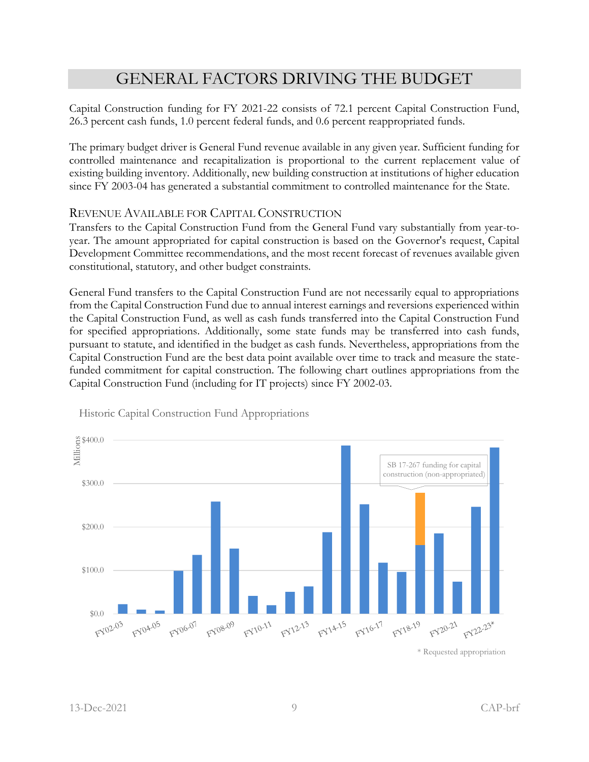# GENERAL FACTORS DRIVING THE BUDGET

Capital Construction funding for FY 2021-22 consists of 72.1 percent Capital Construction Fund, 26.3 percent cash funds, 1.0 percent federal funds, and 0.6 percent reappropriated funds.

The primary budget driver is General Fund revenue available in any given year. Sufficient funding for controlled maintenance and recapitalization is proportional to the current replacement value of existing building inventory. Additionally, new building construction at institutions of higher education since FY 2003-04 has generated a substantial commitment to controlled maintenance for the State.

## REVENUE AVAILABLE FOR CAPITAL CONSTRUCTION

Transfers to the Capital Construction Fund from the General Fund vary substantially from year-to-year. The amount appropriated for capital construction is based on the Governor's request, Capital Development Committee recommendations, and the most recent forecast of revenues available given constitutional, statutory, and other budget constraints.

General Fund transfers to the Capital Construction Fund are not necessarily equal to appropriations from the Capital Construction Fund due to annual interest earnings and reversions experienced within the Capital Construction Fund, as well as cash funds transferred into the Capital Construction Fund for specified appropriations. Additionally, some state funds may be transferred into cash funds, pursuant to statute, and identified in the budget as cash funds. Nevertheless, appropriations from the Capital Construction Fund are the best data point available over time to track and measure the state-funded commitment for capital construction. The following chart outlines appropriations from the Capital Construction Fund (including for IT projects) since FY 2002-03.

Historic Capital Construction Fund Appropriations

Millions

$400.0
$300.0
$200.0
$100.0
$0.0

FY02-03
FY04-05
FY06-07
FY08-09
FY10-11
FY12-13
FY14-15
FY16-17
FY18-19
FY20-21
FY22-23*

SB 17-267 funding for capital construction (non-appropriated)

\* Requested appropriation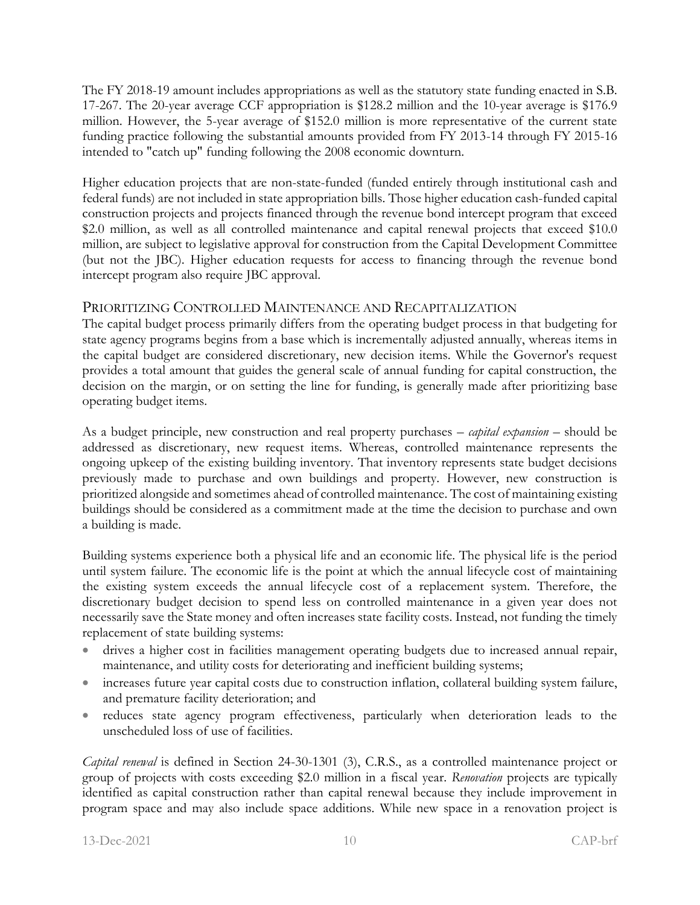The FY 2018-19 amount includes appropriations as well as the statutory state funding enacted in S.B. 17-267. The 20-year average CCF appropriation is $128.2 million and the 10-year average is $176.9 million. However, the 5-year average of $152.0 million is more representative of the current state funding practice following the substantial amounts provided from FY 2013-14 through FY 2015-16 intended to "catch up" funding following the 2008 economic downturn.

Higher education projects that are non-state-funded (funded entirely through institutional cash and federal funds) are not included in state appropriation bills. Those higher education cash-funded capital construction projects and projects financed through the revenue bond intercept program that exceed $2.0 million, as well as all controlled maintenance and capital renewal projects that exceed $10.0 million, are subject to legislative approval for construction from the Capital Development Committee (but not the JBC). Higher education requests for access to financing through the revenue bond intercept program also require JBC approval.

## Prioritizing Controlled Maintenance and Recapitalization

The capital budget process primarily differs from the operating budget process in that budgeting for state agency programs begins from a base which is incrementally adjusted annually, whereas items in the capital budget are considered discretionary, new decision items. While the Governor's request provides a total amount that guides the general scale of annual funding for capital construction, the decision on the margin, or on setting the line for funding, is generally made after prioritizing base operating budget items.

As a budget principle, new construction and real property purchases – *capital expansion* – should be addressed as discretionary, new request items. Whereas, controlled maintenance represents the ongoing upkeep of the existing building inventory. That inventory represents state budget decisions previously made to purchase and own buildings and property. However, new construction is prioritized alongside and sometimes ahead of controlled maintenance. The cost of maintaining existing buildings should be considered as a commitment made at the time the decision to purchase and own a building is made.

Building systems experience both a physical life and an economic life. The physical life is the period until system failure. The economic life is the point at which the annual lifecycle cost of maintaining the existing system exceeds the annual lifecycle cost of a replacement system. Therefore, the discretionary budget decision to spend less on controlled maintenance in a given year does not necessarily save the State money and often increases state facility costs. Instead, not funding the timely replacement of state building systems:

- drives a higher cost in facilities management operating budgets due to increased annual repair, maintenance, and utility costs for deteriorating and inefficient building systems;
- increases future year capital costs due to construction inflation, collateral building system failure, and premature facility deterioration; and
- reduces state agency program effectiveness, particularly when deterioration leads to the unscheduled loss of use of facilities.

*Capital renewal* is defined in Section 24-30-1301 (3), C.R.S., as a controlled maintenance project or group of projects with costs exceeding $2.0 million in a fiscal year. *Renovation* projects are typically identified as capital construction rather than capital renewal because they include improvement in program space and may also include space additions. While new space in a renovation project is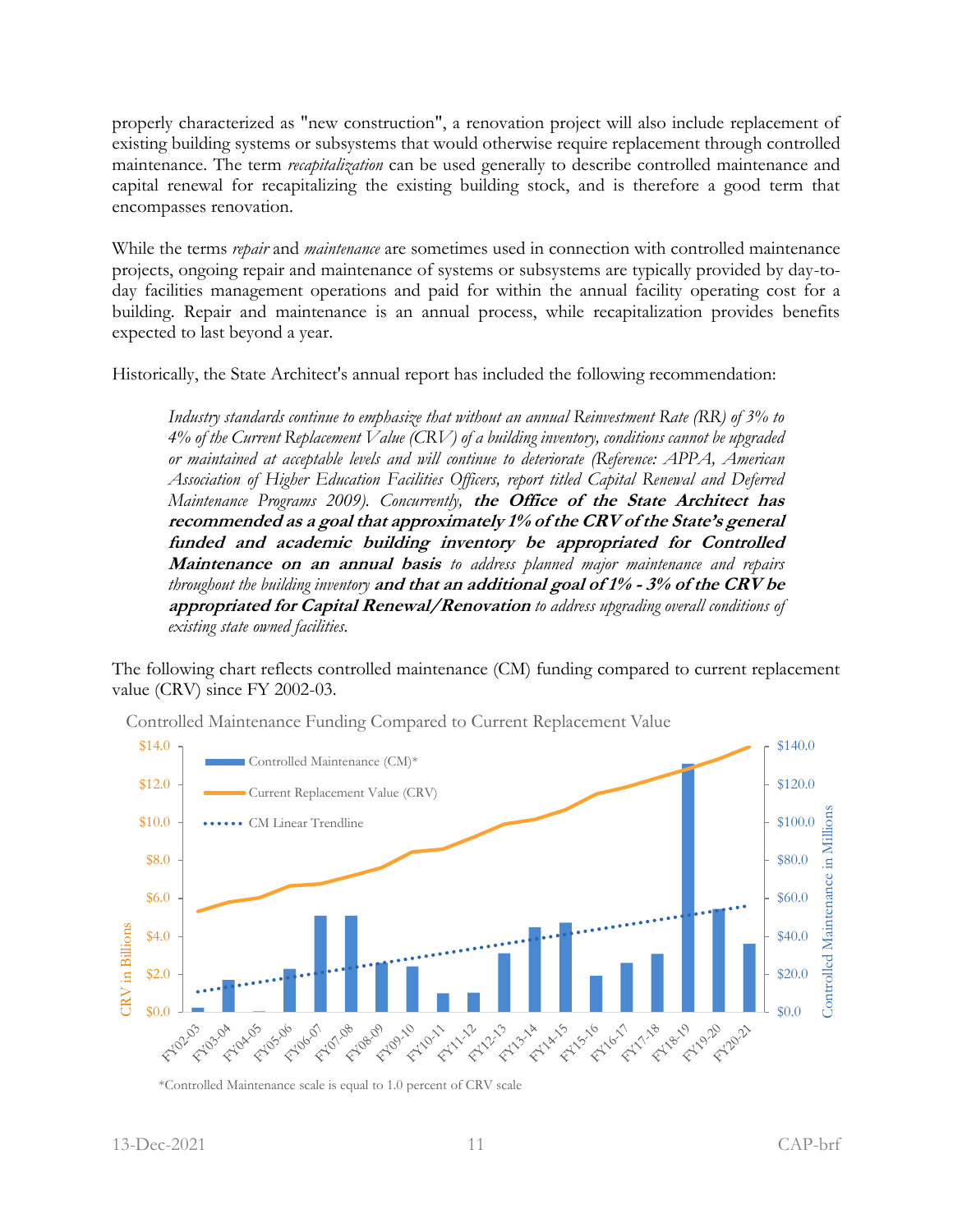properly characterized as "new construction", a renovation project will also include replacement of existing building systems or subsystems that would otherwise require replacement through controlled maintenance. The term *recapitalization* can be used generally to describe controlled maintenance and capital renewal for recapitalizing the existing building stock, and is therefore a good term that encompasses renovation.

While the terms *repair* and *maintenance* are sometimes used in connection with controlled maintenance projects, ongoing repair and maintenance of systems or subsystems are typically provided by day-to-day facilities management operations and paid for within the annual facility operating cost for a building. Repair and maintenance is an annual process, while recapitalization provides benefits expected to last beyond a year.

Historically, the State Architect's annual report has included the following recommendation:

> *Industry standards continue to emphasize that without an annual Reinvestment Rate (RR) of 3% to 4% of the Current Replacement Value (CRV) of a building inventory, conditions cannot be upgraded or maintained at acceptable levels and will continue to deteriorate (Reference: APPA, American Association of Higher Education Facilities Officers, report titled Capital Renewal and Deferred Maintenance Programs 2009). Concurrently,* ***the Office of the State Architect has recommended as a goal that approximately 1% of the CRV of the State's general funded and academic building inventory be appropriated for Controlled Maintenance on an annual basis*** *to address planned major maintenance and repairs throughout the building inventory* ***and that an additional goal of 1% - 3% of the CRV be appropriated for Capital Renewal/Renovation*** *to address upgrading overall conditions of existing state owned facilities.*

The following chart reflects controlled maintenance (CM) funding compared to current replacement value (CRV) since FY 2002-03.

Controlled Maintenance Funding Compared to Current Replacement Value

Controlled Maintenance (CM)*
Current Replacement Value (CRV)
CM Linear Trendline

CRV in Billions: $0.0, $2.0, $4.0, $6.0, $8.0, $10.0, $12.0, $14.0

Controlled Maintenance in Millions: $0.0, $20.0, $40.0, $60.0, $80.0, $100.0, $120.0, $140.0

FY02-03, FY03-04, FY04-05, FY05-06, FY06-07, FY07-08, FY08-09, FY09-10, FY10-11, FY11-12, FY12-13, FY13-14, FY14-15, FY15-16, FY16-17, FY17-18, FY18-19, FY19-20, FY20-21

*Controlled Maintenance scale is equal to 1.0 percent of CRV scale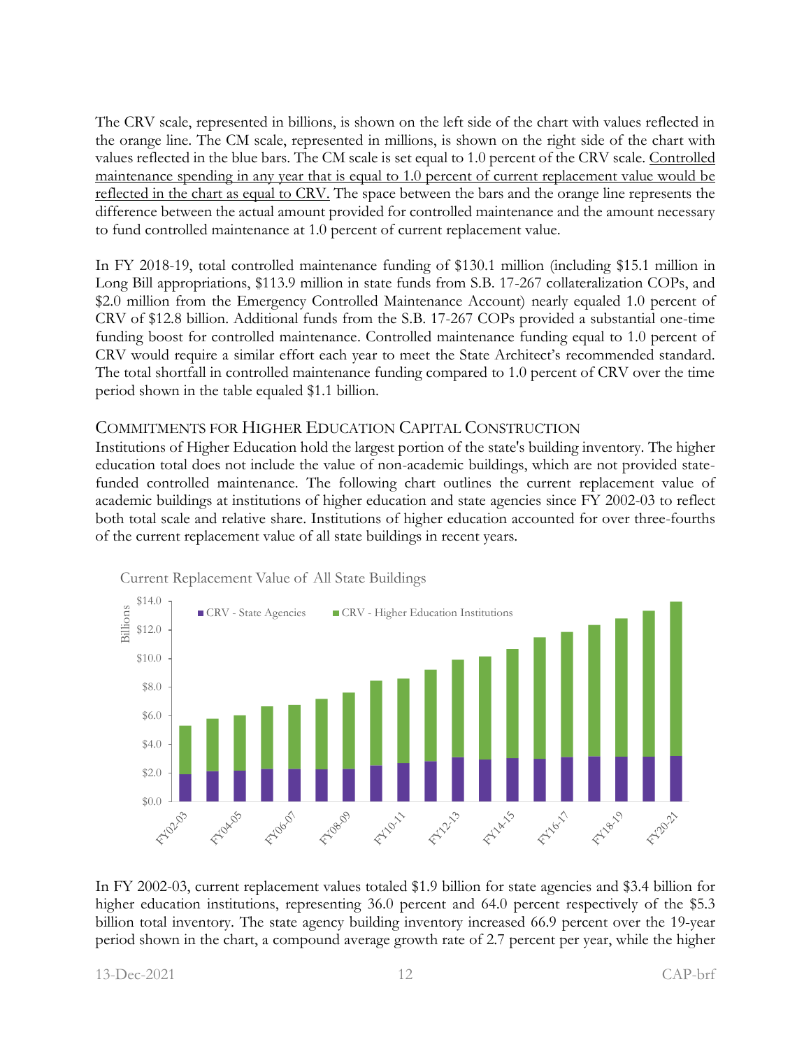The CRV scale, represented in billions, is shown on the left side of the chart with values reflected in the orange line. The CM scale, represented in millions, is shown on the right side of the chart with values reflected in the blue bars. The CM scale is set equal to 1.0 percent of the CRV scale. <u>Controlled maintenance spending in any year that is equal to 1.0 percent of current replacement value would be reflected in the chart as equal to CRV.</u> The space between the bars and the orange line represents the difference between the actual amount provided for controlled maintenance and the amount necessary to fund controlled maintenance at 1.0 percent of current replacement value.

In FY 2018-19, total controlled maintenance funding of $130.1 million (including $15.1 million in Long Bill appropriations, $113.9 million in state funds from S.B. 17-267 collateralization COPs, and $2.0 million from the Emergency Controlled Maintenance Account) nearly equaled 1.0 percent of CRV of $12.8 billion. Additional funds from the S.B. 17-267 COPs provided a substantial one-time funding boost for controlled maintenance. Controlled maintenance funding equal to 1.0 percent of CRV would require a similar effort each year to meet the State Architect's recommended standard. The total shortfall in controlled maintenance funding compared to 1.0 percent of CRV over the time period shown in the table equaled $1.1 billion.

## Commitments for Higher Education Capital Construction

Institutions of Higher Education hold the largest portion of the state's building inventory. The higher education total does not include the value of non-academic buildings, which are not provided state-funded controlled maintenance. The following chart outlines the current replacement value of academic buildings at institutions of higher education and state agencies since FY 2002-03 to reflect both total scale and relative share. Institutions of higher education accounted for over three-fourths of the current replacement value of all state buildings in recent years.

Current Replacement Value of All State Buildings

Billions

$14.0
$12.0
$10.0
$8.0
$6.0
$4.0
$2.0
$0.0

CRV - State Agencies
CRV - Higher Education Institutions

FY02-03
FY04-05
FY06-07
FY08-09
FY10-11
FY12-13
FY14-15
FY16-17
FY18-19
FY20-21

In FY 2002-03, current replacement values totaled $1.9 billion for state agencies and $3.4 billion for higher education institutions, representing 36.0 percent and 64.0 percent respectively of the $5.3 billion total inventory. The state agency building inventory increased 66.9 percent over the 19-year period shown in the chart, a compound average growth rate of 2.7 percent per year, while the higher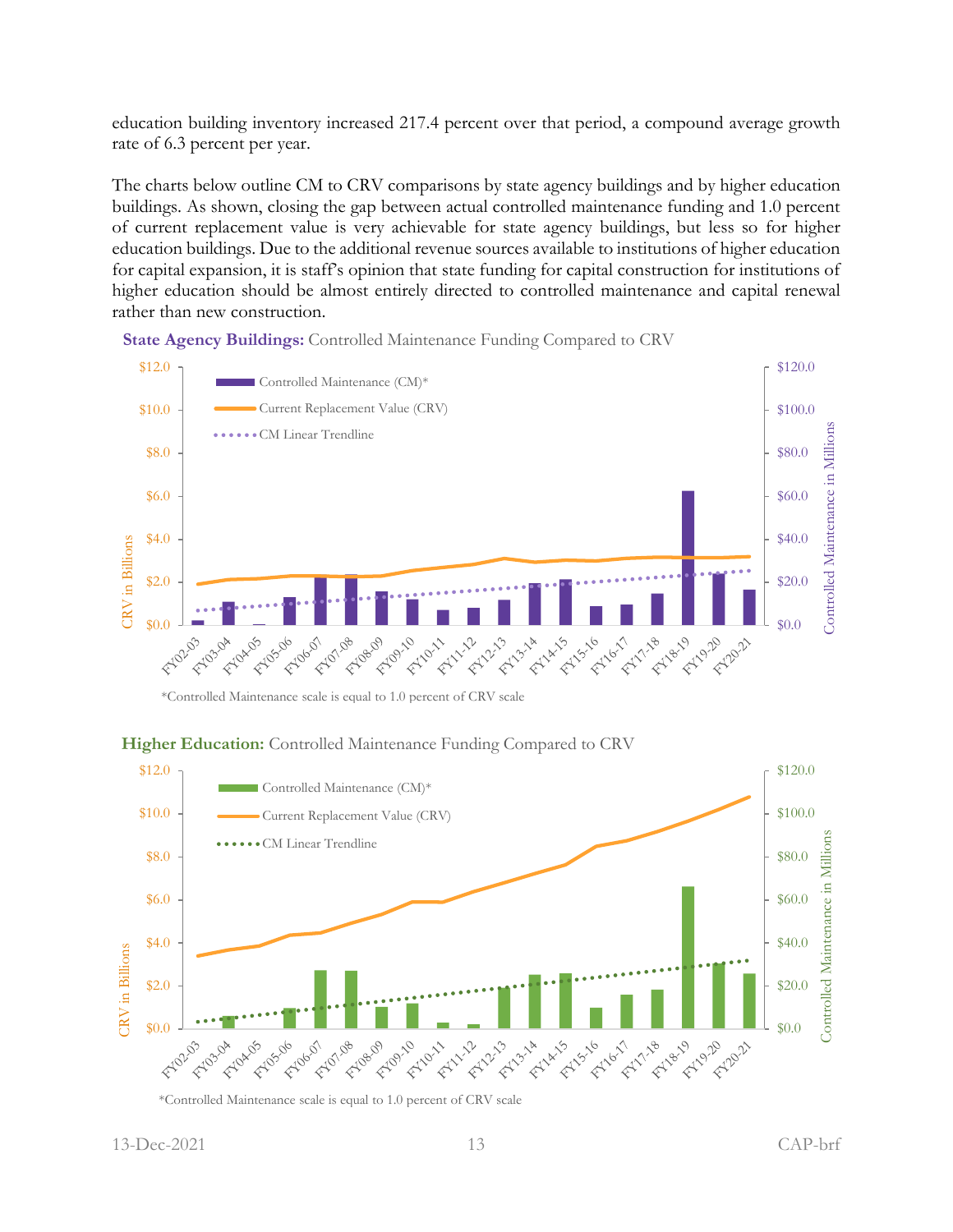education building inventory increased 217.4 percent over that period, a compound average growth rate of 6.3 percent per year.

The charts below outline CM to CRV comparisons by state agency buildings and by higher education buildings. As shown, closing the gap between actual controlled maintenance funding and 1.0 percent of current replacement value is very achievable for state agency buildings, but less so for higher education buildings. Due to the additional revenue sources available to institutions of higher education for capital expansion, it is staff's opinion that state funding for capital construction for institutions of higher education should be almost entirely directed to controlled maintenance and capital renewal rather than new construction.

**State Agency Buildings:** Controlled Maintenance Funding Compared to CRV

Controlled Maintenance (CM)*
Current Replacement Value (CRV)
CM Linear Trendline

CRV in Billions: $0.0, $2.0, $4.0, $6.0, $8.0, $10.0, $12.0
Controlled Maintenance in Millions: $0.0, $20.0, $40.0, $60.0, $80.0, $100.0, $120.0

FY02-03, FY03-04, FY04-05, FY05-06, FY06-07, FY07-08, FY08-09, FY09-10, FY10-11, FY11-12, FY12-13, FY13-14, FY14-15, FY15-16, FY16-17, FY17-18, FY18-19, FY19-20, FY20-21

*Controlled Maintenance scale is equal to 1.0 percent of CRV scale

**Higher Education:** Controlled Maintenance Funding Compared to CRV

Controlled Maintenance (CM)*
Current Replacement Value (CRV)
CM Linear Trendline

CRV in Billions: $0.0, $2.0, $4.0, $6.0, $8.0, $10.0, $12.0
Controlled Maintenance in Millions: $0.0, $20.0, $40.0, $60.0, $80.0, $100.0, $120.0

FY02-03, FY03-04, FY04-05, FY05-06, FY06-07, FY07-08, FY08-09, FY09-10, FY10-11, FY11-12, FY12-13, FY13-14, FY14-15, FY15-16, FY16-17, FY17-18, FY18-19, FY19-20, FY20-21

*Controlled Maintenance scale is equal to 1.0 percent of CRV scale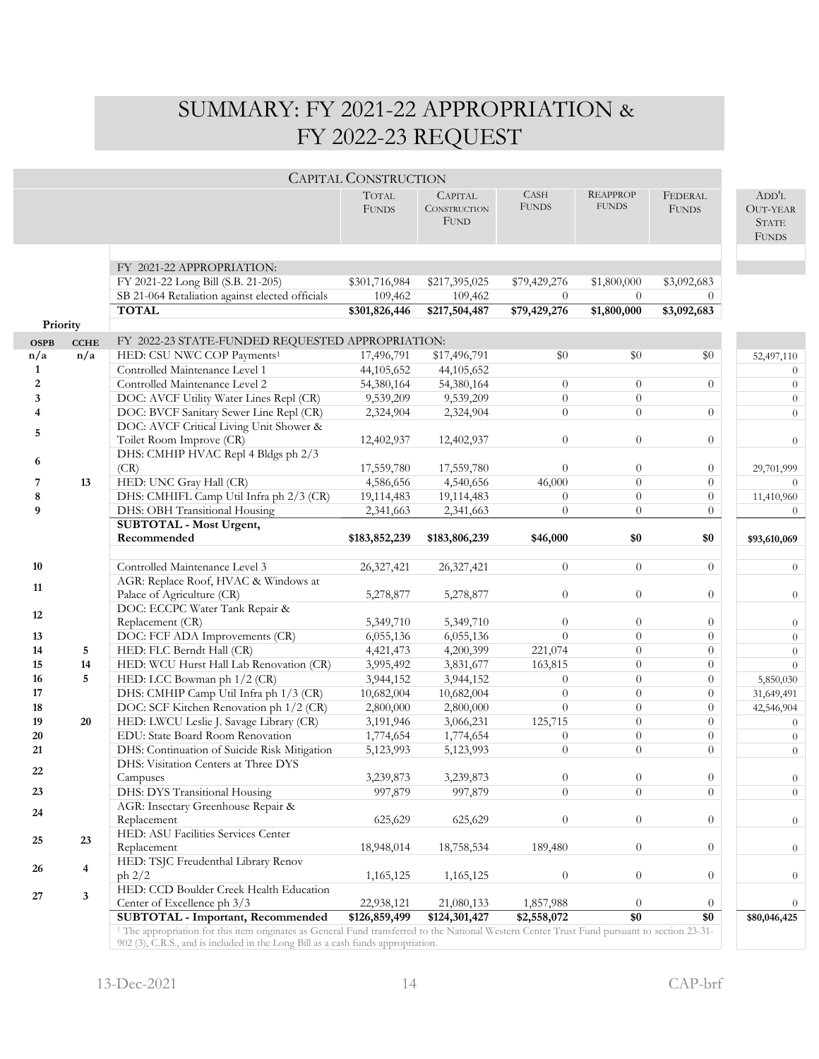# SUMMARY: FY 2021-22 APPROPRIATION & FY 2022-23 REQUEST

| | | CAPITAL CONSTRUCTION | Total Funds | Capital Construction Fund | Cash Funds | Reapprop Funds | Federal Funds | Add'l Out-Year State Funds |
|---|---|---|---|---|---|---|---|---|
| | | FY 2021-22 APPROPRIATION: | | | | | | |
| | | FY 2021-22 Long Bill (S.B. 21-205) | $301,716,984 | $217,395,025 | $79,429,276 | $1,800,000 | $3,092,683 | |
| | | SB 21-064 Retaliation against elected officials | 109,462 | 109,462 | 0 | 0 | 0 | |
| | | **TOTAL** | **$301,826,446** | **$217,504,487** | **$79,429,276** | **$1,800,000** | **$3,092,683** | |
| **Priority** | | | | | | | | |
| **OSPB** | **CCHE** | FY 2022-23 STATE-FUNDED REQUESTED APPROPRIATION: | | | | | | |
| n/a | n/a | HED: CSU NWC COP Payments[1] | 17,496,791 | $17,496,791 | $0 | $0 | $0 | 52,497,110 |
| 1 | | Controlled Maintenance Level 1 | 44,105,652 | 44,105,652 | | | | 0 |
| 2 | | Controlled Maintenance Level 2 | 54,380,164 | 54,380,164 | 0 | 0 | 0 | 0 |
| 3 | | DOC: AVCF Utility Water Lines Repl (CR) | 9,539,209 | 9,539,209 | 0 | 0 | | 0 |
| 4 | | DOC: BVCF Sanitary Sewer Line Repl (CR) | 2,324,904 | 2,324,904 | 0 | 0 | 0 | 0 |
| 5 | | DOC: AVCF Critical Living Unit Shower & Toilet Room Improve (CR) | 12,402,937 | 12,402,937 | 0 | 0 | 0 | 0 |
| 6 | | DHS: CMHIP HVAC Repl 4 Bldgs ph 2/3 (CR) | 17,559,780 | 17,559,780 | 0 | 0 | 0 | 29,701,999 |
| 7 | 13 | HED: UNC Gray Hall (CR) | 4,586,656 | 4,540,656 | 46,000 | 0 | 0 | 0 |
| 8 | | DHS: CMHIFL Camp Util Infra ph 2/3 (CR) | 19,114,483 | 19,114,483 | 0 | 0 | 0 | 11,410,960 |
| 9 | | DHS: OBH Transitional Housing | 2,341,663 | 2,341,663 | 0 | 0 | 0 | 0 |
| | | **SUBTOTAL - Most Urgent, Recommended** | **$183,852,239** | **$183,806,239** | **$46,000** | **$0** | **$0** | **$93,610,069** |
| 10 | | Controlled Maintenance Level 3 | 26,327,421 | 26,327,421 | 0 | 0 | 0 | 0 |
| 11 | | AGR: Replace Roof, HVAC & Windows at Palace of Agriculture (CR) | 5,278,877 | 5,278,877 | 0 | 0 | 0 | 0 |
| 12 | | DOC: ECCPC Water Tank Repair & Replacement (CR) | 5,349,710 | 5,349,710 | 0 | 0 | 0 | 0 |
| 13 | | DOC: FCF ADA Improvements (CR) | 6,055,136 | 6,055,136 | 0 | 0 | 0 | 0 |
| 14 | 5 | HED: FLC Berndt Hall (CR) | 4,421,473 | 4,200,399 | 221,074 | 0 | 0 | 0 |
| 15 | 14 | HED: WCU Hurst Hall Lab Renovation (CR) | 3,995,492 | 3,831,677 | 163,815 | 0 | 0 | 0 |
| 16 | 5 | HED: LCC Bowman ph 1/2 (CR) | 3,944,152 | 3,944,152 | 0 | 0 | 0 | 5,850,030 |
| 17 | | DHS: CMHIP Camp Util Infra ph 1/3 (CR) | 10,682,004 | 10,682,004 | 0 | 0 | 0 | 31,649,491 |
| 18 | | DOC: SCF Kitchen Renovation ph 1/2 (CR) | 2,800,000 | 2,800,000 | 0 | 0 | 0 | 42,546,904 |
| 19 | 20 | HED: LWCU Leslie J. Savage Library (CR) | 3,191,946 | 3,066,231 | 125,715 | 0 | 0 | 0 |
| 20 | | EDU: State Board Room Renovation | 1,774,654 | 1,774,654 | 0 | 0 | 0 | 0 |
| 21 | | DHS: Continuation of Suicide Risk Mitigation | 5,123,993 | 5,123,993 | 0 | 0 | 0 | 0 |
| 22 | | DHS: Visitation Centers at Three DYS Campuses | 3,239,873 | 3,239,873 | 0 | 0 | 0 | 0 |
| 23 | | DHS: DYS Transitional Housing | 997,879 | 997,879 | 0 | 0 | 0 | 0 |
| 24 | | AGR: Insectary Greenhouse Repair & Replacement | 625,629 | 625,629 | 0 | 0 | 0 | 0 |
| 25 | 23 | HED: ASU Facilities Services Center Replacement | 18,948,014 | 18,758,534 | 189,480 | 0 | 0 | 0 |
| 26 | 4 | HED: TSJC Freudenthal Library Renov ph 2/2 | 1,165,125 | 1,165,125 | 0 | 0 | 0 | 0 |
| 27 | 3 | HED: CCD Boulder Creek Health Education Center of Excellence ph 3/3 | 22,938,121 | 21,080,133 | 1,857,988 | 0 | 0 | 0 |
| | | **SUBTOTAL - Important, Recommended** | **$126,859,499** | **$124,301,427** | **$2,558,072** | **$0** | **$0** | **$80,046,425** |

[1] The appropriation for this item originates as General Fund transferred to the National Western Center Trust Fund pursuant to section 23-31-902 (3), C.R.S., and is included in the Long Bill as a cash funds appropriation.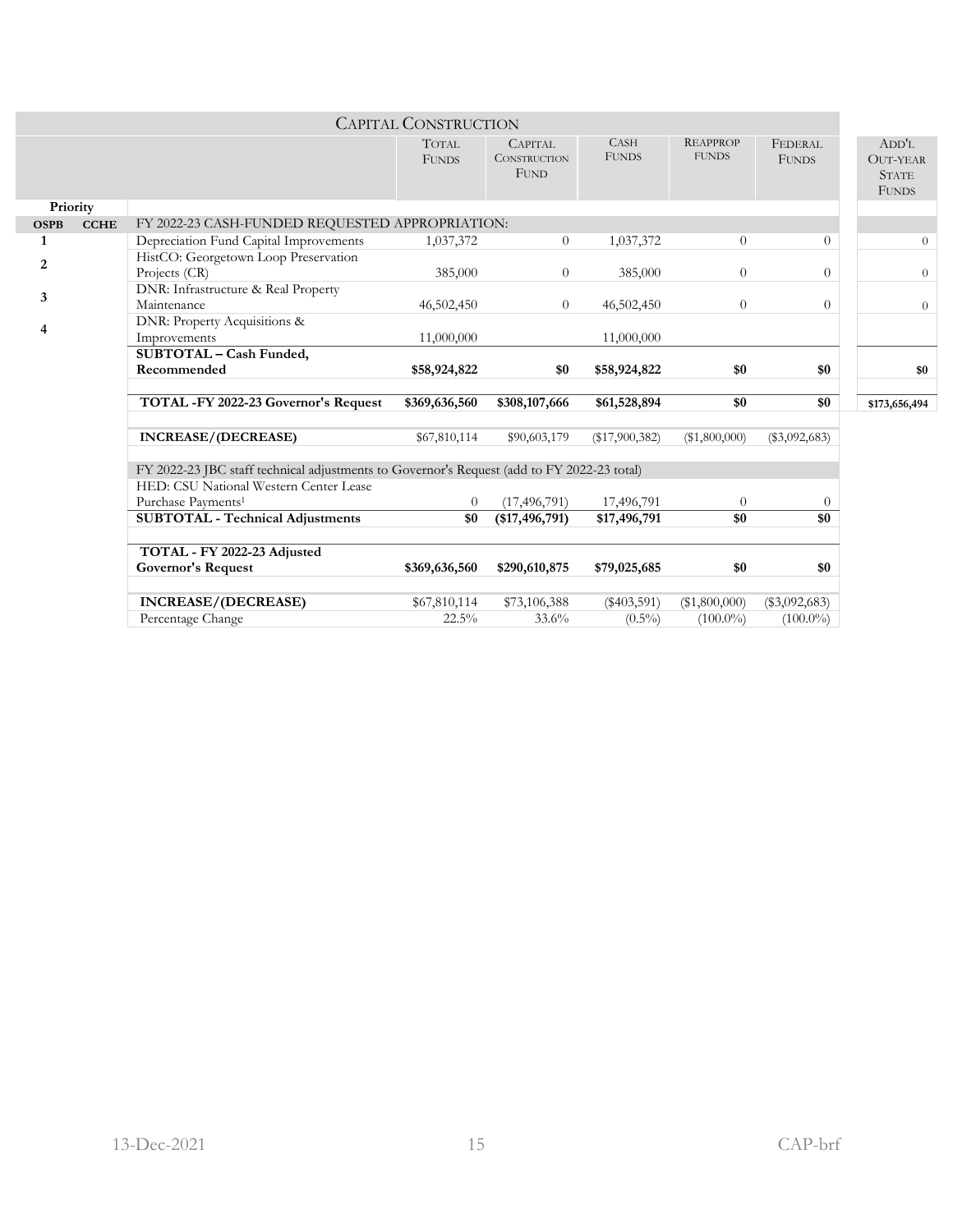| Priority | | | Total Funds | Capital Construction Fund | Cash Funds | Reapprop Funds | Federal Funds | Add'l Out-Year State Funds |
|---|---|---|---|---|---|---|---|---|
| OSPB | CCHE | FY 2022-23 CASH-FUNDED REQUESTED APPROPRIATION: | | | | | | |
| 1 | | Depreciation Fund Capital Improvements | 1,037,372 | 0 | 1,037,372 | 0 | 0 | 0 |
| 2 | | HistCO: Georgetown Loop Preservation Projects (CR) | 385,000 | 0 | 385,000 | 0 | 0 | 0 |
| 3 | | DNR: Infrastructure & Real Property Maintenance | 46,502,450 | 0 | 46,502,450 | 0 | 0 | 0 |
| 4 | | DNR: Property Acquisitions & Improvements | 11,000,000 | | 11,000,000 | | | |
| | | **SUBTOTAL – Cash Funded, Recommended** | **$58,924,822** | **$0** | **$58,924,822** | **$0** | **$0** | **$0** |
| | | **TOTAL -FY 2022-23 Governor's Request** | **$369,636,560** | **$308,107,666** | **$61,528,894** | **$0** | **$0** | **$173,656,494** |
| | | **INCREASE/(DECREASE)** | $67,810,114 | $90,603,179 | ($17,900,382) | ($1,800,000) | ($3,092,683) | |
| | | FY 2022-23 JBC staff technical adjustments to Governor's Request (add to FY 2022-23 total) | | | | | | |
| | | HED: CSU National Western Center Lease Purchase Payments[1] | 0 | (17,496,791) | 17,496,791 | 0 | 0 | |
| | | **SUBTOTAL - Technical Adjustments** | **$0** | **($17,496,791)** | **$17,496,791** | **$0** | **$0** | |
| | | **TOTAL - FY 2022-23 Adjusted Governor's Request** | **$369,636,560** | **$290,610,875** | **$79,025,685** | **$0** | **$0** | |
| | | **INCREASE/(DECREASE)** | $67,810,114 | $73,106,388 | ($403,591) | ($1,800,000) | ($3,092,683) | |
| | | Percentage Change | 22.5% | 33.6% | (0.5%) | (100.0%) | (100.0%) | |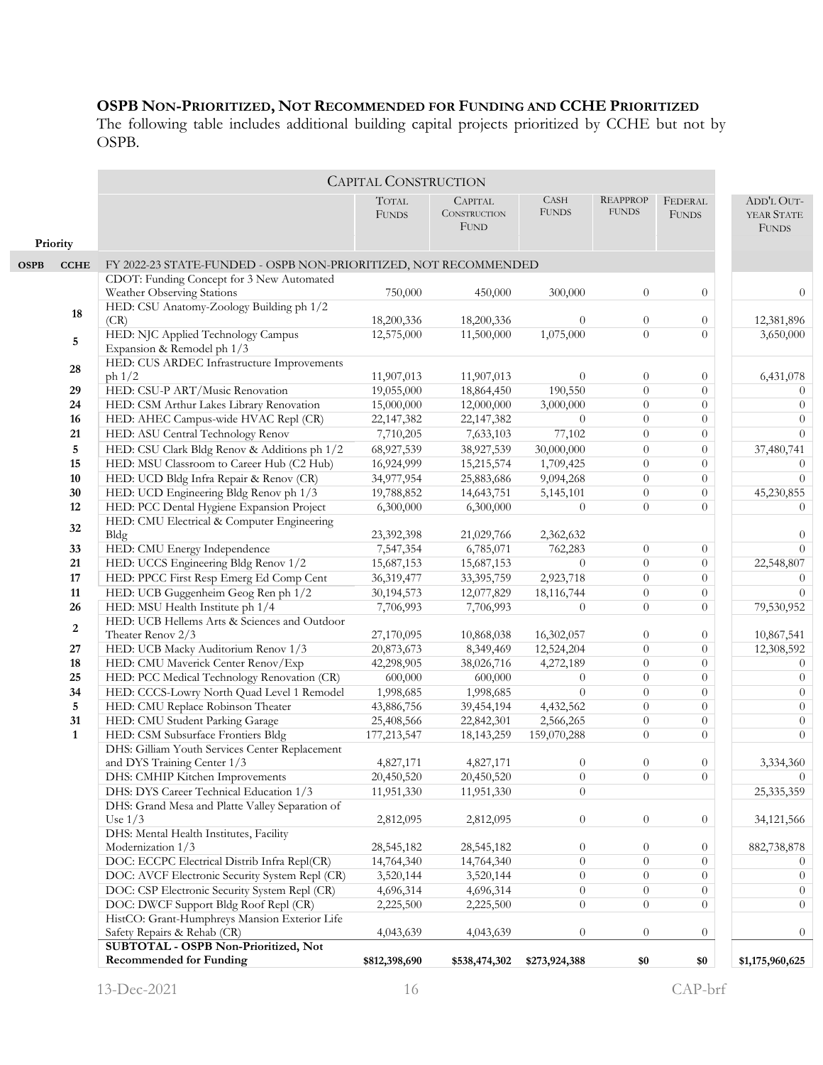**OSPB NON-PRIORITIZED, NOT RECOMMENDED FOR FUNDING AND CCHE PRIORITIZED**

The following table includes additional building capital projects prioritized by CCHE but not by OSPB.

| Priority | | Capital Construction | Total Funds | Capital Construction Fund | Cash Funds | Reapprop Funds | Federal Funds | Add'l Out-Year State Funds |
|---|---|---|---|---|---|---|---|---|
| OSPB | CCHE | FY 2022-23 STATE-FUNDED - OSPB NON-PRIORITIZED, NOT RECOMMENDED | | | | | | |
| | | CDOT: Funding Concept for 3 New Automated Weather Observing Stations | 750,000 | 450,000 | 300,000 | 0 | 0 | 0 |
| | 18 | HED: CSU Anatomy-Zoology Building ph 1/2 (CR) | 18,200,336 | 18,200,336 | 0 | 0 | 0 | 12,381,896 |
| | 5 | HED: NJC Applied Technology Campus Expansion & Remodel ph 1/3 | 12,575,000 | 11,500,000 | 1,075,000 | 0 | 0 | 3,650,000 |
| | 28 | HED: CUS ARDEC Infrastructure Improvements ph 1/2 | 11,907,013 | 11,907,013 | 0 | 0 | 0 | 6,431,078 |
| | 29 | HED: CSU-P ART/Music Renovation | 19,055,000 | 18,864,450 | 190,550 | 0 | 0 | 0 |
| | 24 | HED: CSM Arthur Lakes Library Renovation | 15,000,000 | 12,000,000 | 3,000,000 | 0 | 0 | 0 |
| | 16 | HED: AHEC Campus-wide HVAC Repl (CR) | 22,147,382 | 22,147,382 | 0 | 0 | 0 | 0 |
| | 21 | HED: ASU Central Technology Renov | 7,710,205 | 7,633,103 | 77,102 | 0 | 0 | 0 |
| | 5 | HED: CSU Clark Bldg Renov & Additions ph 1/2 | 68,927,539 | 38,927,539 | 30,000,000 | 0 | 0 | 37,480,741 |
| | 15 | HED: MSU Classroom to Career Hub (C2 Hub) | 16,924,999 | 15,215,574 | 1,709,425 | 0 | 0 | 0 |
| | 10 | HED: UCD Bldg Infra Repair & Renov (CR) | 34,977,954 | 25,883,686 | 9,094,268 | 0 | 0 | 0 |
| | 30 | HED: UCD Engineering Bldg Renov ph 1/3 | 19,788,852 | 14,643,751 | 5,145,101 | 0 | 0 | 45,230,855 |
| | 12 | HED: PCC Dental Hygiene Expansion Project | 6,300,000 | 6,300,000 | 0 | 0 | 0 | 0 |
| | 32 | HED: CMU Electrical & Computer Engineering Bldg | 23,392,398 | 21,029,766 | 2,362,632 | | | 0 |
| | 33 | HED: CMU Energy Independence | 7,547,354 | 6,785,071 | 762,283 | 0 | 0 | 0 |
| | 21 | HED: UCCS Engineering Bldg Renov 1/2 | 15,687,153 | 15,687,153 | 0 | 0 | 0 | 22,548,807 |
| | 17 | HED: PPCC First Resp Emerg Ed Comp Cent | 36,319,477 | 33,395,759 | 2,923,718 | 0 | 0 | 0 |
| | 11 | HED: UCB Guggenheim Geog Ren ph 1/2 | 30,194,573 | 12,077,829 | 18,116,744 | 0 | 0 | 0 |
| | 26 | HED: MSU Health Institute ph 1/4 | 7,706,993 | 7,706,993 | 0 | 0 | 0 | 79,530,952 |
| | 2 | HED: UCB Hellems Arts & Sciences and Outdoor Theater Renov 2/3 | 27,170,095 | 10,868,038 | 16,302,057 | 0 | 0 | 10,867,541 |
| | 27 | HED: UCB Macky Auditorium Renov 1/3 | 20,873,673 | 8,349,469 | 12,524,204 | 0 | 0 | 12,308,592 |
| | 18 | HED: CMU Maverick Center Renov/Exp | 42,298,905 | 38,026,716 | 4,272,189 | 0 | 0 | 0 |
| | 25 | HED: PCC Medical Technology Renovation (CR) | 600,000 | 600,000 | 0 | 0 | 0 | 0 |
| | 34 | HED: CCCS-Lowry North Quad Level 1 Remodel | 1,998,685 | 1,998,685 | 0 | 0 | 0 | 0 |
| | 5 | HED: CMU Replace Robinson Theater | 43,886,756 | 39,454,194 | 4,432,562 | 0 | 0 | 0 |
| | 31 | HED: CMU Student Parking Garage | 25,408,566 | 22,842,301 | 2,566,265 | 0 | 0 | 0 |
| | 1 | HED: CSM Subsurface Frontiers Bldg | 177,213,547 | 18,143,259 | 159,070,288 | 0 | 0 | 0 |
| | | DHS: Gilliam Youth Services Center Replacement and DYS Training Center 1/3 | 4,827,171 | 4,827,171 | 0 | 0 | 0 | 3,334,360 |
| | | DHS: CMHIP Kitchen Improvements | 20,450,520 | 20,450,520 | 0 | 0 | 0 | 0 |
| | | DHS: DYS Career Technical Education 1/3 | 11,951,330 | 11,951,330 | 0 | | | 25,335,359 |
| | | DHS: Grand Mesa and Platte Valley Separation of Use 1/3 | 2,812,095 | 2,812,095 | 0 | 0 | 0 | 34,121,566 |
| | | DHS: Mental Health Institutes, Facility Modernization 1/3 | 28,545,182 | 28,545,182 | 0 | 0 | 0 | 882,738,878 |
| | | DOC: ECCPC Electrical Distrib Infra Repl(CR) | 14,764,340 | 14,764,340 | 0 | 0 | 0 | 0 |
| | | DOC: AVCF Electronic Security System Repl (CR) | 3,520,144 | 3,520,144 | 0 | 0 | 0 | 0 |
| | | DOC: CSP Electronic Security System Repl (CR) | 4,696,314 | 4,696,314 | 0 | 0 | 0 | 0 |
| | | DOC: DWCF Support Bldg Roof Repl (CR) | 2,225,500 | 2,225,500 | 0 | 0 | 0 | 0 |
| | | HistCO: Grant-Humphreys Mansion Exterior Life Safety Repairs & Rehab (CR) | 4,043,639 | 4,043,639 | 0 | 0 | 0 | 0 |
| | | **SUBTOTAL - OSPB Non-Prioritized, Not Recommended for Funding** | **$812,398,690** | **$538,474,302** | **$273,924,388** | **$0** | **$0** | **$1,175,960,625** |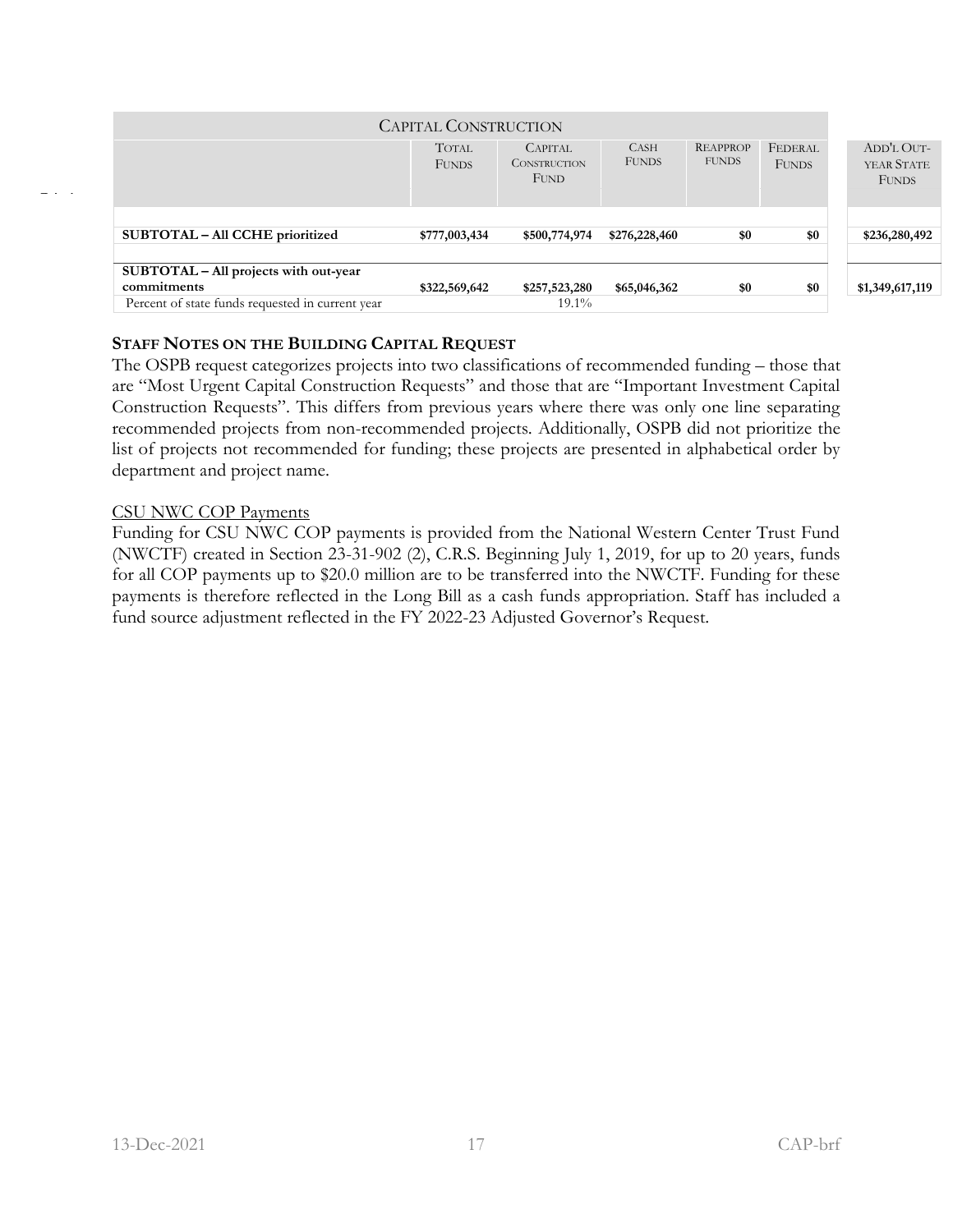| CAPITAL CONSTRUCTION | | | | | | |
|---|---|---|---|---|---|---|
| | TOTAL FUNDS | CAPITAL CONSTRUCTION FUND | CASH FUNDS | REAPPROP FUNDS | FEDERAL FUNDS | ADD'L OUT-YEAR STATE FUNDS |
| **SUBTOTAL – All CCHE prioritized** | **$777,003,434** | **$500,774,974** | **$276,228,460** | **$0** | **$0** | **$236,280,492** |
| **SUBTOTAL – All projects with out-year commitments** | **$322,569,642** | **$257,523,280** | **$65,046,362** | **$0** | **$0** | **$1,349,617,119** |
| Percent of state funds requested in current year | | 19.1% | | | | |

**STAFF NOTES ON THE BUILDING CAPITAL REQUEST**

The OSPB request categorizes projects into two classifications of recommended funding – those that are "Most Urgent Capital Construction Requests" and those that are "Important Investment Capital Construction Requests". This differs from previous years where there was only one line separating recommended projects from non-recommended projects. Additionally, OSPB did not prioritize the list of projects not recommended for funding; these projects are presented in alphabetical order by department and project name.

CSU NWC COP Payments

Funding for CSU NWC COP payments is provided from the National Western Center Trust Fund (NWCTF) created in Section 23-31-902 (2), C.R.S. Beginning July 1, 2019, for up to 20 years, funds for all COP payments up to $20.0 million are to be transferred into the NWCTF. Funding for these payments is therefore reflected in the Long Bill as a cash funds appropriation. Staff has included a fund source adjustment reflected in the FY 2022-23 Adjusted Governor's Request.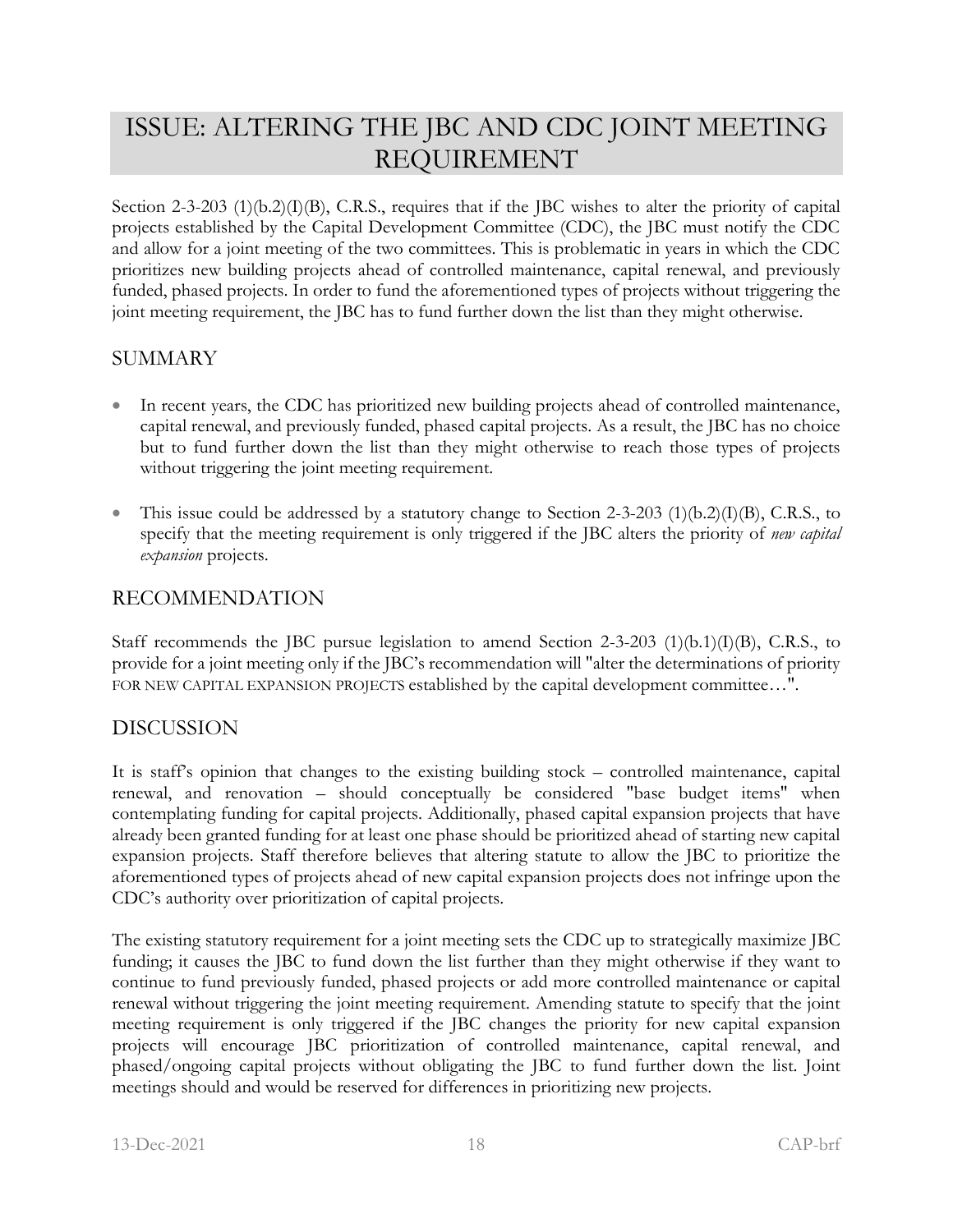# ISSUE: ALTERING THE JBC AND CDC JOINT MEETING REQUIREMENT

Section 2-3-203 (1)(b.2)(I)(B), C.R.S., requires that if the JBC wishes to alter the priority of capital projects established by the Capital Development Committee (CDC), the JBC must notify the CDC and allow for a joint meeting of the two committees. This is problematic in years in which the CDC prioritizes new building projects ahead of controlled maintenance, capital renewal, and previously funded, phased projects. In order to fund the aforementioned types of projects without triggering the joint meeting requirement, the JBC has to fund further down the list than they might otherwise.

## SUMMARY

- In recent years, the CDC has prioritized new building projects ahead of controlled maintenance, capital renewal, and previously funded, phased capital projects. As a result, the JBC has no choice but to fund further down the list than they might otherwise to reach those types of projects without triggering the joint meeting requirement.
- This issue could be addressed by a statutory change to Section 2-3-203 (1)(b.2)(I)(B), C.R.S., to specify that the meeting requirement is only triggered if the JBC alters the priority of *new capital expansion* projects.

## RECOMMENDATION

Staff recommends the JBC pursue legislation to amend Section 2-3-203 (1)(b.1)(I)(B), C.R.S., to provide for a joint meeting only if the JBC's recommendation will "alter the determinations of priority FOR NEW CAPITAL EXPANSION PROJECTS established by the capital development committee…".

## DISCUSSION

It is staff's opinion that changes to the existing building stock – controlled maintenance, capital renewal, and renovation – should conceptually be considered "base budget items" when contemplating funding for capital projects. Additionally, phased capital expansion projects that have already been granted funding for at least one phase should be prioritized ahead of starting new capital expansion projects. Staff therefore believes that altering statute to allow the JBC to prioritize the aforementioned types of projects ahead of new capital expansion projects does not infringe upon the CDC's authority over prioritization of capital projects.

The existing statutory requirement for a joint meeting sets the CDC up to strategically maximize JBC funding; it causes the JBC to fund down the list further than they might otherwise if they want to continue to fund previously funded, phased projects or add more controlled maintenance or capital renewal without triggering the joint meeting requirement. Amending statute to specify that the joint meeting requirement is only triggered if the JBC changes the priority for new capital expansion projects will encourage JBC prioritization of controlled maintenance, capital renewal, and phased/ongoing capital projects without obligating the JBC to fund further down the list. Joint meetings should and would be reserved for differences in prioritizing new projects.